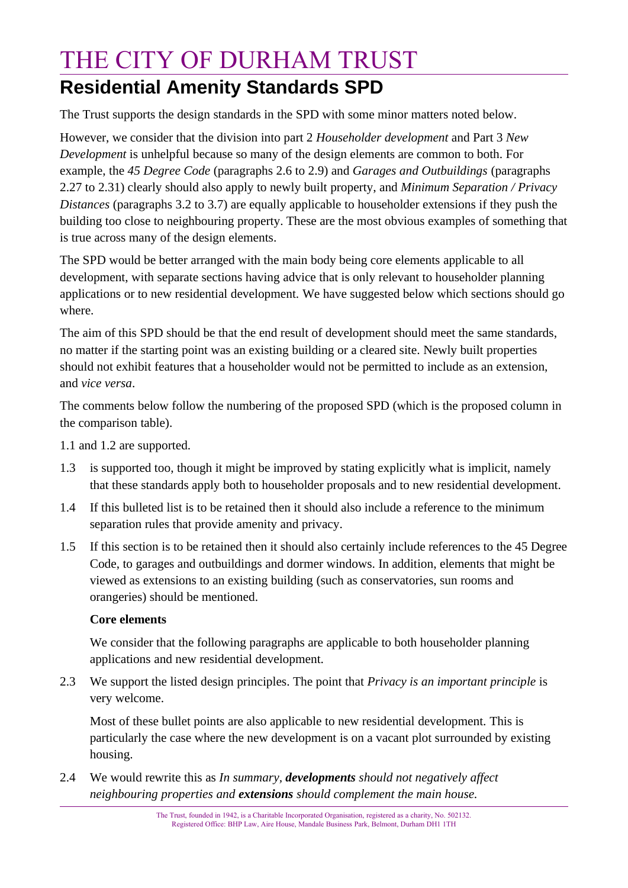# THE CITY OF DURHAM TRUST

## Residential Amenity Standards SPD

The Trust supports the design standards in the SPD with some minor matters noted below.

However, we consider that the division into part 2 *Householder development* and Part 3 *New Development* is unhelpful because so many of the design elements are common to both. For example, the *45 Degree Code* (paragraphs 2.6 to 2.9) and *Garages and Outbuildings* (paragraphs 2.27 to 2.31) clearly should also apply to newly built property, and *Minimum Separation / Privacy Distances* (paragraphs 3.2 to 3.7) are equally applicable to householder extensions if they push the building too close to neighbouring property. These are the most obvious examples of something that is true across many of the design elements.

The SPD would be better arranged with the main body being core elements applicable to all development, with separate sections having advice that is only relevant to householder planning applications or to new residential development. We have suggested below which sections should go where.

The aim of this SPD should be that the end result of development should meet the same standards, no matter if the starting point was an existing building or a cleared site. Newly built properties should not exhibit features that a householder would not be permitted to include as an extension, and *vice versa*.

The comments below follow the numbering of the proposed SPD (which is the proposed column in the comparison table).

1.1 and 1.2 are supported.

1.3 is supported too, though it might be improved by stating explicitly what is implicit, namely that these standards apply both to householder proposals and to new residential development.

1.4 If this bulleted list is to be retained then it should also include a reference to the minimum separation rules that provide amenity and privacy.

1.5 If this section is to be retained then it should also certainly include references to the 45 Degree Code, to garages and outbuildings and dormer windows. In addition, elements that might be viewed as extensions to an existing building (such as conservatories, sun rooms and orangeries) should be mentioned.

**Core elements**

We consider that the following paragraphs are applicable to both householder planning applications and new residential development.

2.3 We support the listed design principles. The point that *Privacy is an important principle* is very welcome.

Most of these bullet points are also applicable to new residential development. This is particularly the case where the new development is on a vacant plot surrounded by existing housing.

2.4 We would rewrite this as *In summary, **developments** should not negatively affect neighbouring properties and **extensions** should complement the main house.*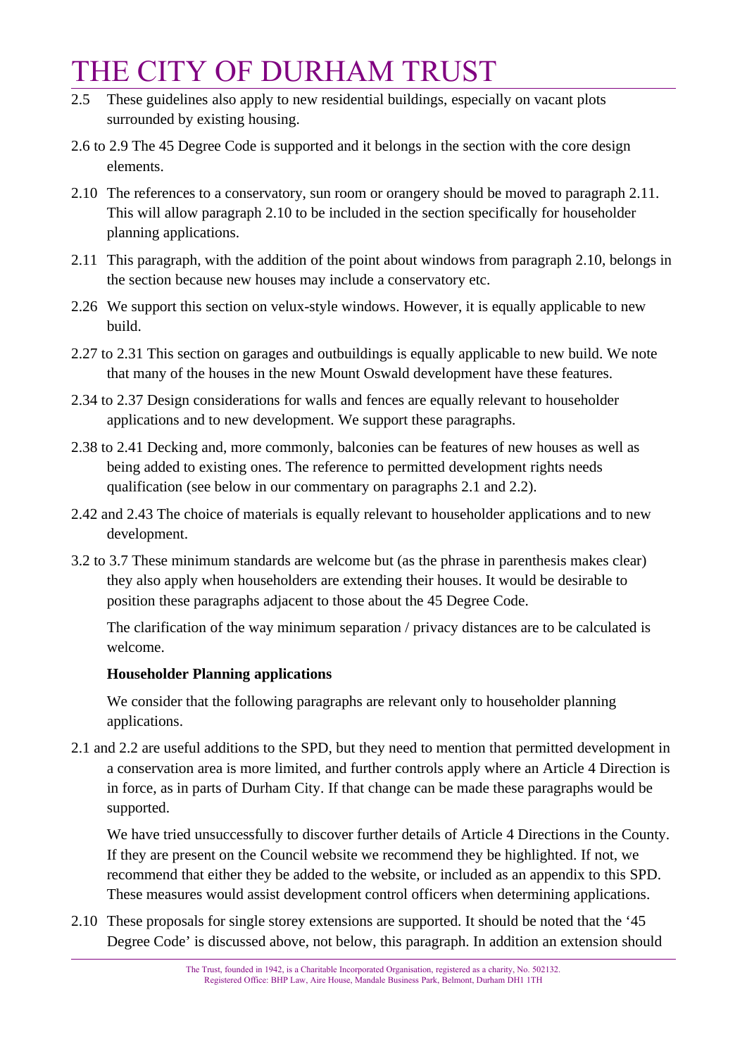2.5 These guidelines also apply to new residential buildings, especially on vacant plots surrounded by existing housing.

2.6 to 2.9 The 45 Degree Code is supported and it belongs in the section with the core design elements.

2.10 The references to a conservatory, sun room or orangery should be moved to paragraph 2.11. This will allow paragraph 2.10 to be included in the section specifically for householder planning applications.

2.11 This paragraph, with the addition of the point about windows from paragraph 2.10, belongs in the section because new houses may include a conservatory etc.

2.26 We support this section on velux-style windows. However, it is equally applicable to new build.

2.27 to 2.31 This section on garages and outbuildings is equally applicable to new build. We note that many of the houses in the new Mount Oswald development have these features.

2.34 to 2.37 Design considerations for walls and fences are equally relevant to householder applications and to new development. We support these paragraphs.

2.38 to 2.41 Decking and, more commonly, balconies can be features of new houses as well as being added to existing ones. The reference to permitted development rights needs qualification (see below in our commentary on paragraphs 2.1 and 2.2).

2.42 and 2.43 The choice of materials is equally relevant to householder applications and to new development.

3.2 to 3.7 These minimum standards are welcome but (as the phrase in parenthesis makes clear) they also apply when householders are extending their houses. It would be desirable to position these paragraphs adjacent to those about the 45 Degree Code.

The clarification of the way minimum separation / privacy distances are to be calculated is welcome.

**Householder Planning applications**

We consider that the following paragraphs are relevant only to householder planning applications.

2.1 and 2.2 are useful additions to the SPD, but they need to mention that permitted development in a conservation area is more limited, and further controls apply where an Article 4 Direction is in force, as in parts of Durham City. If that change can be made these paragraphs would be supported.

We have tried unsuccessfully to discover further details of Article 4 Directions in the County. If they are present on the Council website we recommend they be highlighted. If not, we recommend that either they be added to the website, or included as an appendix to this SPD. These measures would assist development control officers when determining applications.

2.10 These proposals for single storey extensions are supported. It should be noted that the '45 Degree Code' is discussed above, not below, this paragraph. In addition an extension should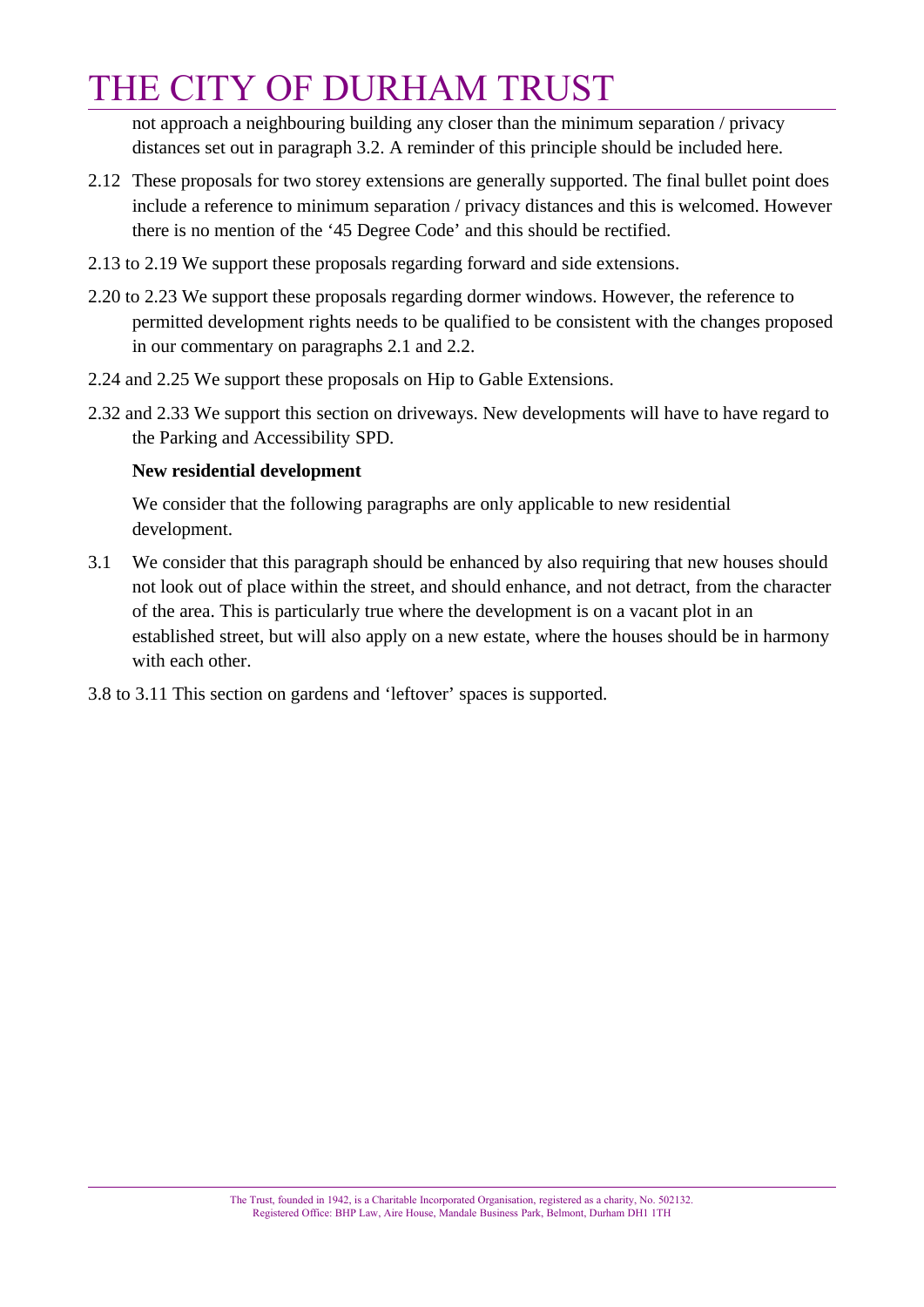not approach a neighbouring building any closer than the minimum separation / privacy distances set out in paragraph 3.2. A reminder of this principle should be included here.

2.12 These proposals for two storey extensions are generally supported. The final bullet point does include a reference to minimum separation / privacy distances and this is welcomed. However there is no mention of the '45 Degree Code' and this should be rectified.

2.13 to 2.19 We support these proposals regarding forward and side extensions.

2.20 to 2.23 We support these proposals regarding dormer windows. However, the reference to permitted development rights needs to be qualified to be consistent with the changes proposed in our commentary on paragraphs 2.1 and 2.2.

2.24 and 2.25 We support these proposals on Hip to Gable Extensions.

2.32 and 2.33 We support this section on driveways. New developments will have to have regard to the Parking and Accessibility SPD.

**New residential development**

We consider that the following paragraphs are only applicable to new residential development.

3.1 We consider that this paragraph should be enhanced by also requiring that new houses should not look out of place within the street, and should enhance, and not detract, from the character of the area. This is particularly true where the development is on a vacant plot in an established street, but will also apply on a new estate, where the houses should be in harmony with each other.

3.8 to 3.11 This section on gardens and 'leftover' spaces is supported.